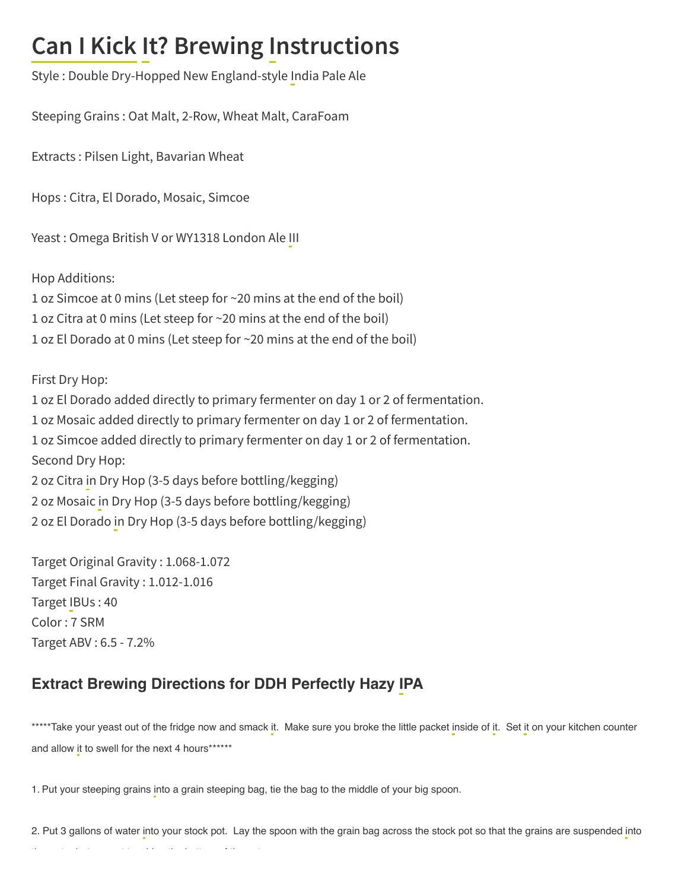# Can I Kick It? Brewing Instructions

Style : Double Dry-Hopped New England-style India Pale Ale

Steeping Grains : Oat Malt, 2-Row, Wheat Malt, CaraFoam

Extracts : Pilsen Light, Bavarian Wheat

Hops : Citra, El Dorado, Mosaic, Simcoe

Yeast : Omega British V or WY1318 London Ale III

Hop Additions:
1 oz Simcoe at 0 mins (Let steep for ~20 mins at the end of the boil)
1 oz Citra at 0 mins (Let steep for ~20 mins at the end of the boil)
1 oz El Dorado at 0 mins (Let steep for ~20 mins at the end of the boil)

First Dry Hop:
1 oz El Dorado added directly to primary fermenter on day 1 or 2 of fermentation.
1 oz Mosaic added directly to primary fermenter on day 1 or 2 of fermentation.
1 oz Simcoe added directly to primary fermenter on day 1 or 2 of fermentation.
Second Dry Hop:
2 oz Citra in Dry Hop (3-5 days before bottling/kegging)
2 oz Mosaic in Dry Hop (3-5 days before bottling/kegging)
2 oz El Dorado in Dry Hop (3-5 days before bottling/kegging)

Target Original Gravity : 1.068-1.072
Target Final Gravity : 1.012-1.016
Target IBUs : 40
Color : 7 SRM
Target ABV : 6.5 - 7.2%

## Extract Brewing Directions for DDH Perfectly Hazy IPA

*****Take your yeast out of the fridge now and smack it. Make sure you broke the little packet inside of it. Set it on your kitchen counter and allow it to swell for the next 4 hours******

1. Put your steeping grains into a grain steeping bag, tie the bag to the middle of your big spoon.

2. Put 3 gallons of water into your stock pot. Lay the spoon with the grain bag across the stock pot so that the grains are suspended into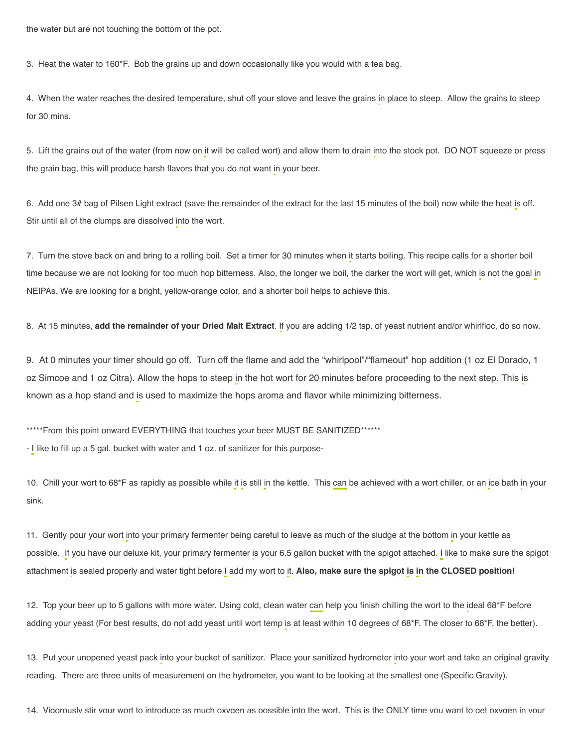the water but are not touching the bottom of the pot.

3. Heat the water to 160*F. Bob the grains up and down occasionally like you would with a tea bag.

4. When the water reaches the desired temperature, shut off your stove and leave the grains in place to steep. Allow the grains to steep for 30 mins.

5. Lift the grains out of the water (from now on it will be called wort) and allow them to drain into the stock pot. DO NOT squeeze or press the grain bag, this will produce harsh flavors that you do not want in your beer.

6. Add one 3# bag of Pilsen Light extract (save the remainder of the extract for the last 15 minutes of the boil) now while the heat is off. Stir until all of the clumps are dissolved into the wort.

7. Turn the stove back on and bring to a rolling boil. Set a timer for 30 minutes when it starts boiling. This recipe calls for a shorter boil time because we are not looking for too much hop bitterness. Also, the longer we boil, the darker the wort will get, which is not the goal in NEIPAs. We are looking for a bright, yellow-orange color, and a shorter boil helps to achieve this.

8. At 15 minutes, **add the remainder of your Dried Malt Extract**. If you are adding 1/2 tsp. of yeast nutrient and/or whirlfloc, do so now.

9. At 0 minutes your timer should go off. Turn off the flame and add the "whirlpool"/"flameout" hop addition (1 oz El Dorado, 1 oz Simcoe and 1 oz Citra). Allow the hops to steep in the hot wort for 20 minutes before proceeding to the next step. This is known as a hop stand and is used to maximize the hops aroma and flavor while minimizing bitterness.

*****From this point onward EVERYTHING that touches your beer MUST BE SANITIZED******

- I like to fill up a 5 gal. bucket with water and 1 oz. of sanitizer for this purpose-

10. Chill your wort to 68*F as rapidly as possible while it is still in the kettle. This can be achieved with a wort chiller, or an ice bath in your sink.

11. Gently pour your wort into your primary fermenter being careful to leave as much of the sludge at the bottom in your kettle as possible. If you have our deluxe kit, your primary fermenter is your 6.5 gallon bucket with the spigot attached. I like to make sure the spigot attachment is sealed properly and water tight before I add my wort to it. **Also, make sure the spigot is in the CLOSED position!**

12. Top your beer up to 5 gallons with more water. Using cold, clean water can help you finish chilling the wort to the ideal 68*F before adding your yeast (For best results, do not add yeast until wort temp is at least within 10 degrees of 68*F. The closer to 68*F, the better).

13. Put your unopened yeast pack into your bucket of sanitizer. Place your sanitized hydrometer into your wort and take an original gravity reading. There are three units of measurement on the hydrometer, you want to be looking at the smallest one (Specific Gravity).

14. Vigorously stir your wort to introduce as much oxygen as possible into the wort. This is the ONLY time you want to get oxygen in your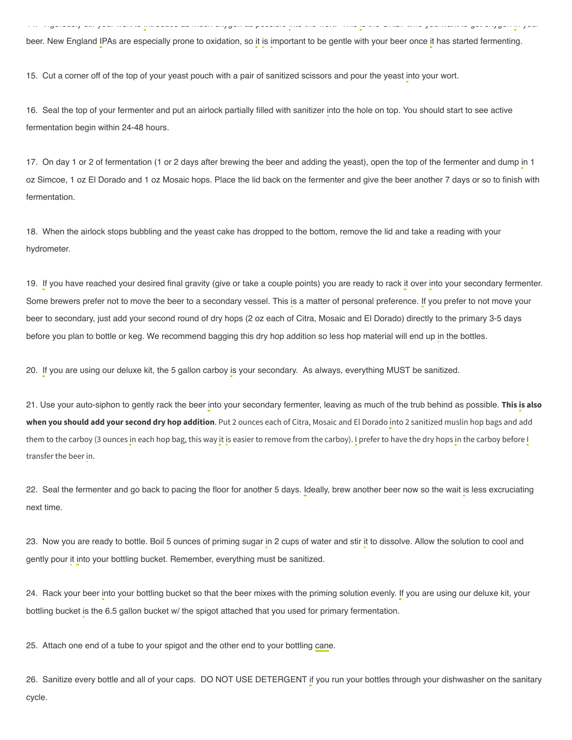14. Vigorously stir your wort to introduce as much oxygen as possible into the wort. This is the ONLY time you want to get oxygen in your beer. New England IPAs are especially prone to oxidation, so it is important to be gentle with your beer once it has started fermenting.

15. Cut a corner off of the top of your yeast pouch with a pair of sanitized scissors and pour the yeast into your wort.

16. Seal the top of your fermenter and put an airlock partially filled with sanitizer into the hole on top. You should start to see active fermentation begin within 24-48 hours.

17. On day 1 or 2 of fermentation (1 or 2 days after brewing the beer and adding the yeast), open the top of the fermenter and dump in 1 oz Simcoe, 1 oz El Dorado and 1 oz Mosaic hops. Place the lid back on the fermenter and give the beer another 7 days or so to finish with fermentation.

18. When the airlock stops bubbling and the yeast cake has dropped to the bottom, remove the lid and take a reading with your hydrometer.

19. If you have reached your desired final gravity (give or take a couple points) you are ready to rack it over into your secondary fermenter. Some brewers prefer not to move the beer to a secondary vessel. This is a matter of personal preference. If you prefer to not move your beer to secondary, just add your second round of dry hops (2 oz each of Citra, Mosaic and El Dorado) directly to the primary 3-5 days before you plan to bottle or keg. We recommend bagging this dry hop addition so less hop material will end up in the bottles.

20. If you are using our deluxe kit, the 5 gallon carboy is your secondary. As always, everything MUST be sanitized.

21. Use your auto-siphon to gently rack the beer into your secondary fermenter, leaving as much of the trub behind as possible. **This is also when you should add your second dry hop addition**. Put 2 ounces each of Citra, Mosaic and El Dorado into 2 sanitized muslin hop bags and add them to the carboy (3 ounces in each hop bag, this way it is easier to remove from the carboy). I prefer to have the dry hops in the carboy before I transfer the beer in.

22. Seal the fermenter and go back to pacing the floor for another 5 days. Ideally, brew another beer now so the wait is less excruciating next time.

23. Now you are ready to bottle. Boil 5 ounces of priming sugar in 2 cups of water and stir it to dissolve. Allow the solution to cool and gently pour it into your bottling bucket. Remember, everything must be sanitized.

24. Rack your beer into your bottling bucket so that the beer mixes with the priming solution evenly. If you are using our deluxe kit, your bottling bucket is the 6.5 gallon bucket w/ the spigot attached that you used for primary fermentation.

25. Attach one end of a tube to your spigot and the other end to your bottling cane.

26. Sanitize every bottle and all of your caps. DO NOT USE DETERGENT if you run your bottles through your dishwasher on the sanitary cycle.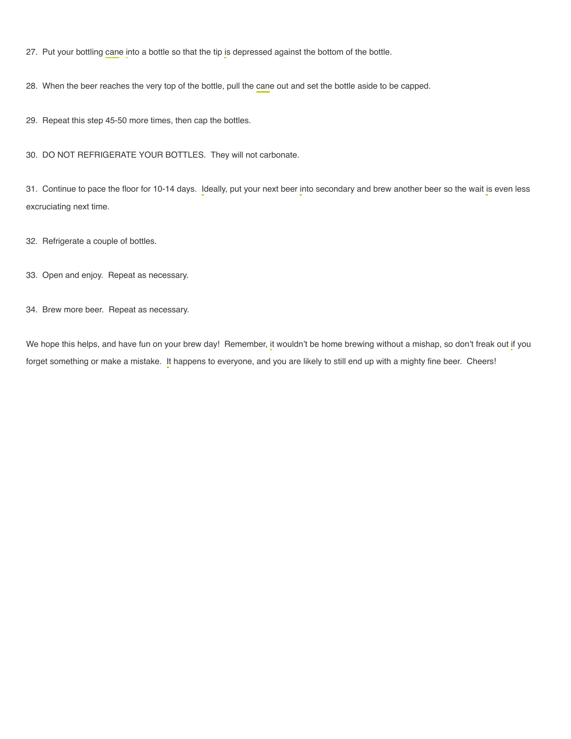27. Put your bottling cane into a bottle so that the tip is depressed against the bottom of the bottle.

28. When the beer reaches the very top of the bottle, pull the cane out and set the bottle aside to be capped.

29. Repeat this step 45-50 more times, then cap the bottles.

30. DO NOT REFRIGERATE YOUR BOTTLES. They will not carbonate.

31. Continue to pace the floor for 10-14 days. Ideally, put your next beer into secondary and brew another beer so the wait is even less excruciating next time.

32. Refrigerate a couple of bottles.

33. Open and enjoy. Repeat as necessary.

34. Brew more beer. Repeat as necessary.

We hope this helps, and have fun on your brew day! Remember, it wouldn't be home brewing without a mishap, so don't freak out if you forget something or make a mistake. It happens to everyone, and you are likely to still end up with a mighty fine beer. Cheers!